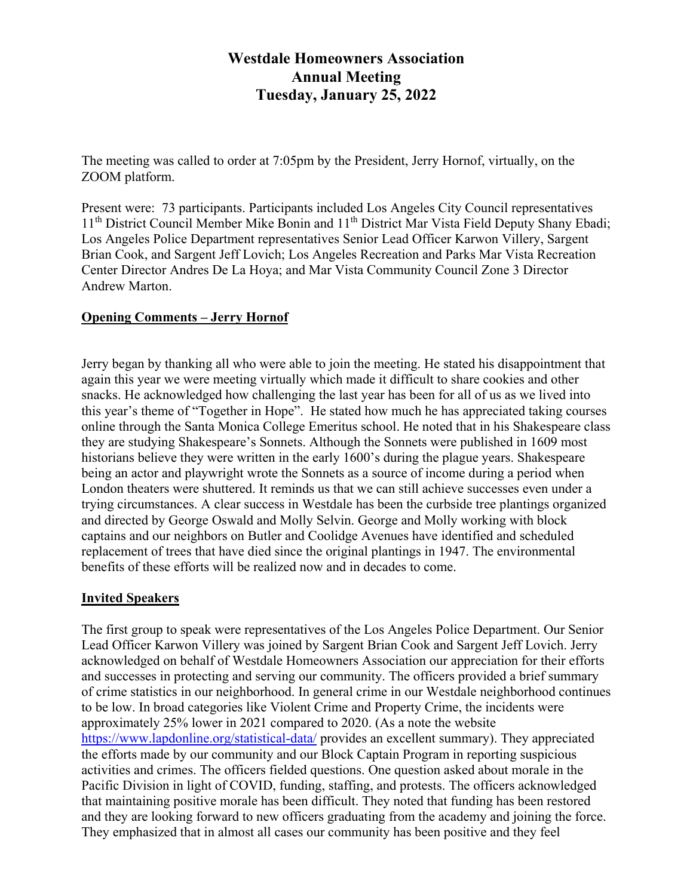# Westdale Homeowners Association
# Annual Meeting
# Tuesday, January 25, 2022

The meeting was called to order at 7:05pm by the President, Jerry Hornof, virtually, on the ZOOM platform.

Present were: 73 participants. Participants included Los Angeles City Council representatives 11th District Council Member Mike Bonin and 11th District Mar Vista Field Deputy Shany Ebadi; Los Angeles Police Department representatives Senior Lead Officer Karwon Villery, Sargent Brian Cook, and Sargent Jeff Lovich; Los Angeles Recreation and Parks Mar Vista Recreation Center Director Andres De La Hoya; and Mar Vista Community Council Zone 3 Director Andrew Marton.

## Opening Comments – Jerry Hornof

Jerry began by thanking all who were able to join the meeting. He stated his disappointment that again this year we were meeting virtually which made it difficult to share cookies and other snacks. He acknowledged how challenging the last year has been for all of us as we lived into this year's theme of "Together in Hope". He stated how much he has appreciated taking courses online through the Santa Monica College Emeritus school. He noted that in his Shakespeare class they are studying Shakespeare's Sonnets. Although the Sonnets were published in 1609 most historians believe they were written in the early 1600's during the plague years. Shakespeare being an actor and playwright wrote the Sonnets as a source of income during a period when London theaters were shuttered. It reminds us that we can still achieve successes even under a trying circumstances. A clear success in Westdale has been the curbside tree plantings organized and directed by George Oswald and Molly Selvin. George and Molly working with block captains and our neighbors on Butler and Coolidge Avenues have identified and scheduled replacement of trees that have died since the original plantings in 1947. The environmental benefits of these efforts will be realized now and in decades to come.

## Invited Speakers

The first group to speak were representatives of the Los Angeles Police Department. Our Senior Lead Officer Karwon Villery was joined by Sargent Brian Cook and Sargent Jeff Lovich. Jerry acknowledged on behalf of Westdale Homeowners Association our appreciation for their efforts and successes in protecting and serving our community. The officers provided a brief summary of crime statistics in our neighborhood. In general crime in our Westdale neighborhood continues to be low. In broad categories like Violent Crime and Property Crime, the incidents were approximately 25% lower in 2021 compared to 2020. (As a note the website https://www.lapdonline.org/statistical-data/ provides an excellent summary). They appreciated the efforts made by our community and our Block Captain Program in reporting suspicious activities and crimes. The officers fielded questions. One question asked about morale in the Pacific Division in light of COVID, funding, staffing, and protests. The officers acknowledged that maintaining positive morale has been difficult. They noted that funding has been restored and they are looking forward to new officers graduating from the academy and joining the force. They emphasized that in almost all cases our community has been positive and they feel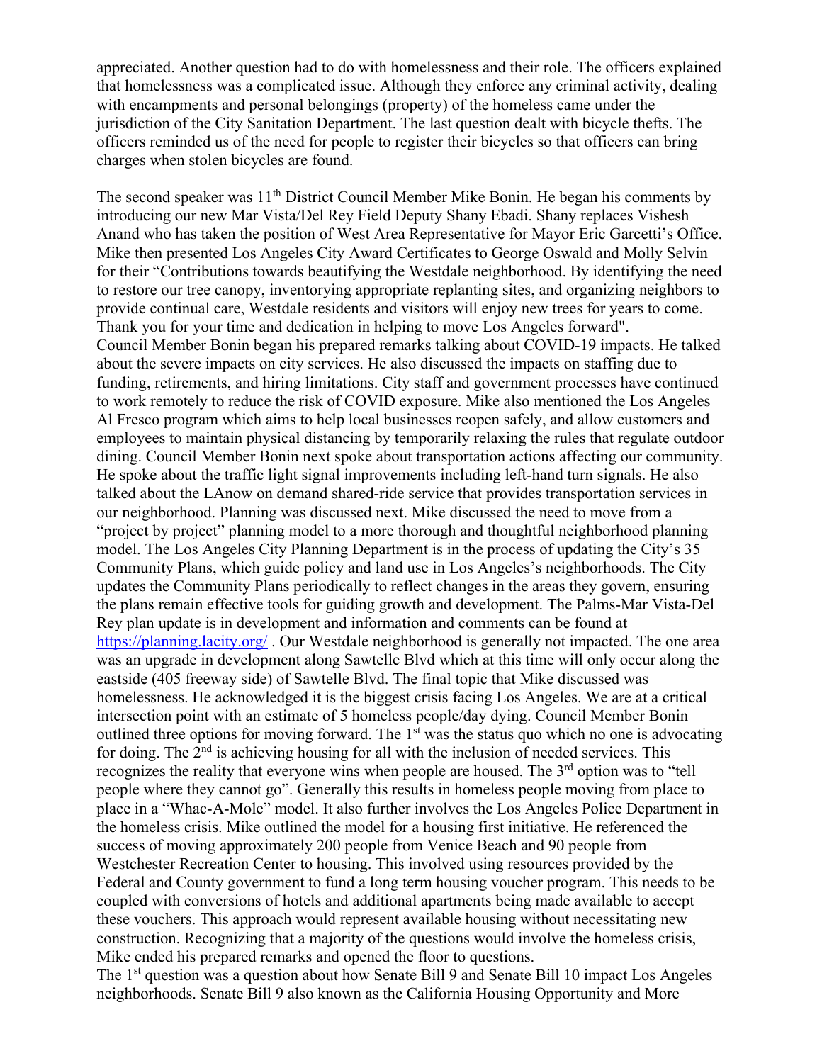appreciated. Another question had to do with homelessness and their role. The officers explained that homelessness was a complicated issue. Although they enforce any criminal activity, dealing with encampments and personal belongings (property) of the homeless came under the jurisdiction of the City Sanitation Department. The last question dealt with bicycle thefts. The officers reminded us of the need for people to register their bicycles so that officers can bring charges when stolen bicycles are found.

The second speaker was 11th District Council Member Mike Bonin. He began his comments by introducing our new Mar Vista/Del Rey Field Deputy Shany Ebadi. Shany replaces Vishesh Anand who has taken the position of West Area Representative for Mayor Eric Garcetti's Office. Mike then presented Los Angeles City Award Certificates to George Oswald and Molly Selvin for their "Contributions towards beautifying the Westdale neighborhood. By identifying the need to restore our tree canopy, inventorying appropriate replanting sites, and organizing neighbors to provide continual care, Westdale residents and visitors will enjoy new trees for years to come. Thank you for your time and dedication in helping to move Los Angeles forward".
Council Member Bonin began his prepared remarks talking about COVID-19 impacts. He talked about the severe impacts on city services. He also discussed the impacts on staffing due to funding, retirements, and hiring limitations. City staff and government processes have continued to work remotely to reduce the risk of COVID exposure. Mike also mentioned the Los Angeles Al Fresco program which aims to help local businesses reopen safely, and allow customers and employees to maintain physical distancing by temporarily relaxing the rules that regulate outdoor dining. Council Member Bonin next spoke about transportation actions affecting our community. He spoke about the traffic light signal improvements including left-hand turn signals. He also talked about the LAnow on demand shared-ride service that provides transportation services in our neighborhood. Planning was discussed next. Mike discussed the need to move from a "project by project" planning model to a more thorough and thoughtful neighborhood planning model. The Los Angeles City Planning Department is in the process of updating the City's 35 Community Plans, which guide policy and land use in Los Angeles's neighborhoods. The City updates the Community Plans periodically to reflect changes in the areas they govern, ensuring the plans remain effective tools for guiding growth and development. The Palms-Mar Vista-Del Rey plan update is in development and information and comments can be found at https://planning.lacity.org/ . Our Westdale neighborhood is generally not impacted. The one area was an upgrade in development along Sawtelle Blvd which at this time will only occur along the eastside (405 freeway side) of Sawtelle Blvd. The final topic that Mike discussed was homelessness. He acknowledged it is the biggest crisis facing Los Angeles. We are at a critical intersection point with an estimate of 5 homeless people/day dying. Council Member Bonin outlined three options for moving forward. The 1st was the status quo which no one is advocating for doing. The 2nd is achieving housing for all with the inclusion of needed services. This recognizes the reality that everyone wins when people are housed. The 3rd option was to "tell people where they cannot go". Generally this results in homeless people moving from place to place in a "Whac-A-Mole" model. It also further involves the Los Angeles Police Department in the homeless crisis. Mike outlined the model for a housing first initiative. He referenced the success of moving approximately 200 people from Venice Beach and 90 people from Westchester Recreation Center to housing. This involved using resources provided by the Federal and County government to fund a long term housing voucher program. This needs to be coupled with conversions of hotels and additional apartments being made available to accept these vouchers. This approach would represent available housing without necessitating new construction. Recognizing that a majority of the questions would involve the homeless crisis, Mike ended his prepared remarks and opened the floor to questions.
The 1st question was a question about how Senate Bill 9 and Senate Bill 10 impact Los Angeles neighborhoods. Senate Bill 9 also known as the California Housing Opportunity and More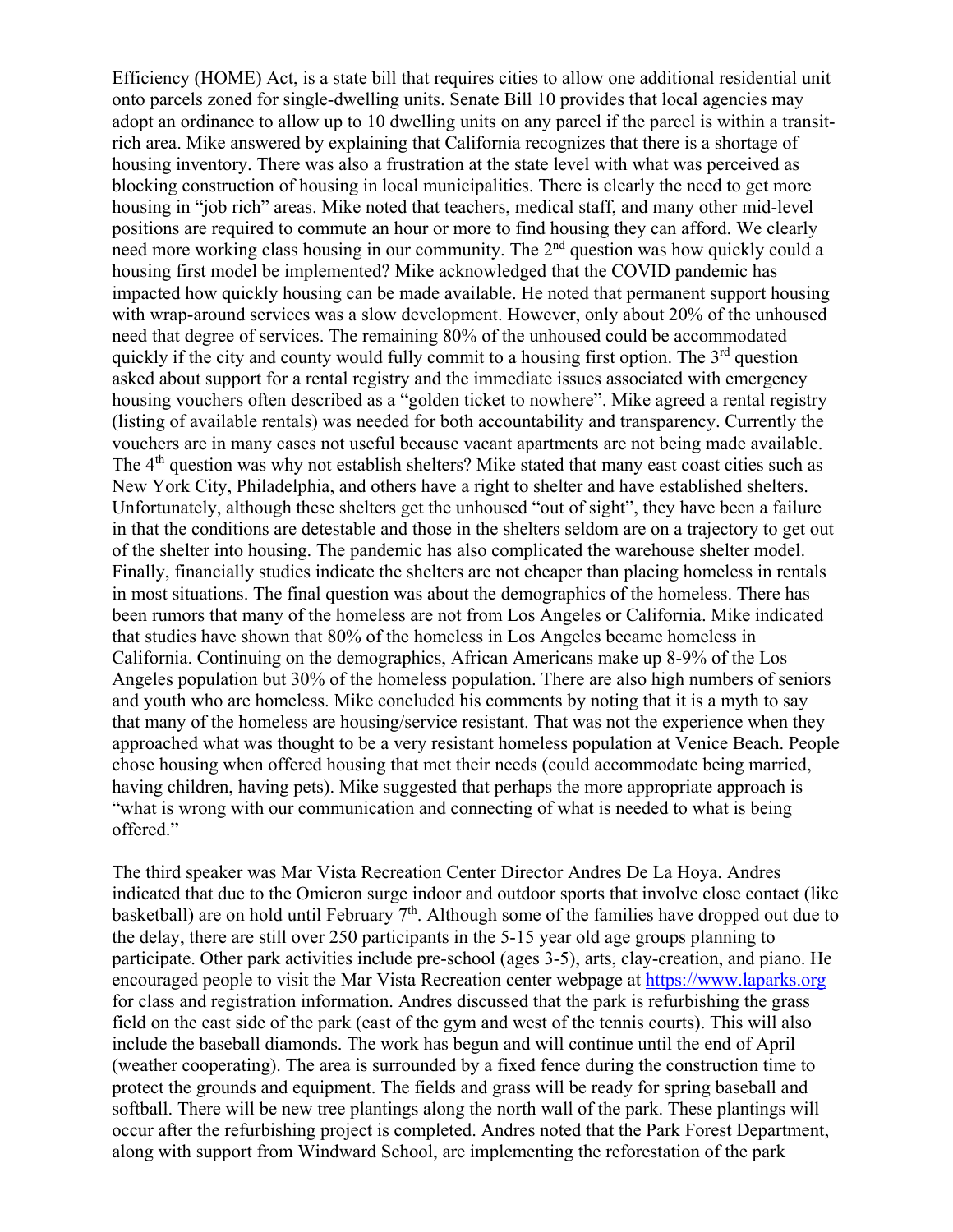Efficiency (HOME) Act, is a state bill that requires cities to allow one additional residential unit onto parcels zoned for single-dwelling units. Senate Bill 10 provides that local agencies may adopt an ordinance to allow up to 10 dwelling units on any parcel if the parcel is within a transit-rich area. Mike answered by explaining that California recognizes that there is a shortage of housing inventory. There was also a frustration at the state level with what was perceived as blocking construction of housing in local municipalities. There is clearly the need to get more housing in "job rich" areas. Mike noted that teachers, medical staff, and many other mid-level positions are required to commute an hour or more to find housing they can afford. We clearly need more working class housing in our community. The 2nd question was how quickly could a housing first model be implemented? Mike acknowledged that the COVID pandemic has impacted how quickly housing can be made available. He noted that permanent support housing with wrap-around services was a slow development. However, only about 20% of the unhoused need that degree of services. The remaining 80% of the unhoused could be accommodated quickly if the city and county would fully commit to a housing first option. The 3rd question asked about support for a rental registry and the immediate issues associated with emergency housing vouchers often described as a "golden ticket to nowhere". Mike agreed a rental registry (listing of available rentals) was needed for both accountability and transparency. Currently the vouchers are in many cases not useful because vacant apartments are not being made available. The 4th question was why not establish shelters? Mike stated that many east coast cities such as New York City, Philadelphia, and others have a right to shelter and have established shelters. Unfortunately, although these shelters get the unhoused "out of sight", they have been a failure in that the conditions are detestable and those in the shelters seldom are on a trajectory to get out of the shelter into housing. The pandemic has also complicated the warehouse shelter model. Finally, financially studies indicate the shelters are not cheaper than placing homeless in rentals in most situations. The final question was about the demographics of the homeless. There has been rumors that many of the homeless are not from Los Angeles or California. Mike indicated that studies have shown that 80% of the homeless in Los Angeles became homeless in California. Continuing on the demographics, African Americans make up 8-9% of the Los Angeles population but 30% of the homeless population. There are also high numbers of seniors and youth who are homeless. Mike concluded his comments by noting that it is a myth to say that many of the homeless are housing/service resistant. That was not the experience when they approached what was thought to be a very resistant homeless population at Venice Beach. People chose housing when offered housing that met their needs (could accommodate being married, having children, having pets). Mike suggested that perhaps the more appropriate approach is "what is wrong with our communication and connecting of what is needed to what is being offered."

The third speaker was Mar Vista Recreation Center Director Andres De La Hoya. Andres indicated that due to the Omicron surge indoor and outdoor sports that involve close contact (like basketball) are on hold until February 7th. Although some of the families have dropped out due to the delay, there are still over 250 participants in the 5-15 year old age groups planning to participate. Other park activities include pre-school (ages 3-5), arts, clay-creation, and piano. He encouraged people to visit the Mar Vista Recreation center webpage at [https://www.laparks.org](https://www.laparks.org) for class and registration information. Andres discussed that the park is refurbishing the grass field on the east side of the park (east of the gym and west of the tennis courts). This will also include the baseball diamonds. The work has begun and will continue until the end of April (weather cooperating). The area is surrounded by a fixed fence during the construction time to protect the grounds and equipment. The fields and grass will be ready for spring baseball and softball. There will be new tree plantings along the north wall of the park. These plantings will occur after the refurbishing project is completed. Andres noted that the Park Forest Department, along with support from Windward School, are implementing the reforestation of the park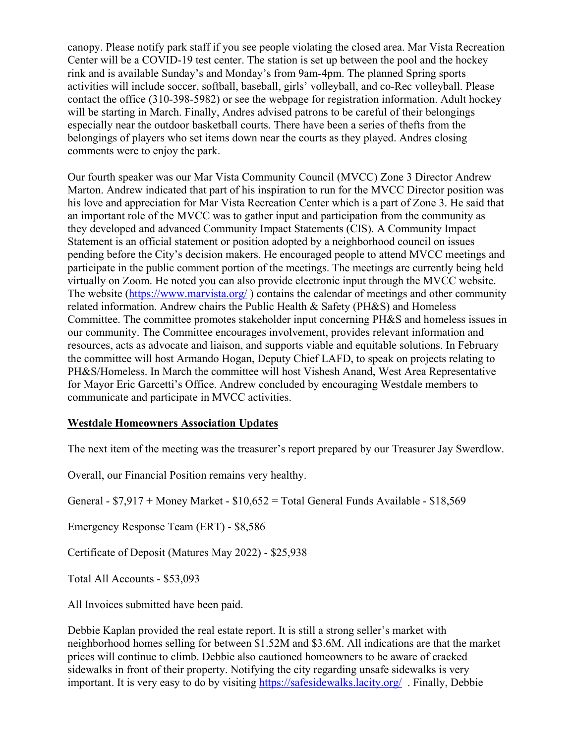canopy. Please notify park staff if you see people violating the closed area. Mar Vista Recreation Center will be a COVID-19 test center. The station is set up between the pool and the hockey rink and is available Sunday's and Monday's from 9am-4pm. The planned Spring sports activities will include soccer, softball, baseball, girls' volleyball, and co-Rec volleyball. Please contact the office (310-398-5982) or see the webpage for registration information. Adult hockey will be starting in March. Finally, Andres advised patrons to be careful of their belongings especially near the outdoor basketball courts. There have been a series of thefts from the belongings of players who set items down near the courts as they played. Andres closing comments were to enjoy the park.

Our fourth speaker was our Mar Vista Community Council (MVCC) Zone 3 Director Andrew Marton. Andrew indicated that part of his inspiration to run for the MVCC Director position was his love and appreciation for Mar Vista Recreation Center which is a part of Zone 3. He said that an important role of the MVCC was to gather input and participation from the community as they developed and advanced Community Impact Statements (CIS). A Community Impact Statement is an official statement or position adopted by a neighborhood council on issues pending before the City's decision makers. He encouraged people to attend MVCC meetings and participate in the public comment portion of the meetings. The meetings are currently being held virtually on Zoom. He noted you can also provide electronic input through the MVCC website. The website ([https://www.marvista.org/](https://www.marvista.org/) ) contains the calendar of meetings and other community related information. Andrew chairs the Public Health & Safety (PH&S) and Homeless Committee. The committee promotes stakeholder input concerning PH&S and homeless issues in our community. The Committee encourages involvement, provides relevant information and resources, acts as advocate and liaison, and supports viable and equitable solutions. In February the committee will host Armando Hogan, Deputy Chief LAFD, to speak on projects relating to PH&S/Homeless. In March the committee will host Vishesh Anand, West Area Representative for Mayor Eric Garcetti's Office. Andrew concluded by encouraging Westdale members to communicate and participate in MVCC activities.

**<u>Westdale Homeowners Association Updates</u>**

The next item of the meeting was the treasurer's report prepared by our Treasurer Jay Swerdlow.

Overall, our Financial Position remains very healthy.

General - $7,917 + Money Market - $10,652 = Total General Funds Available - $18,569

Emergency Response Team (ERT) - $8,586

Certificate of Deposit (Matures May 2022) - $25,938

Total All Accounts - $53,093

All Invoices submitted have been paid.

Debbie Kaplan provided the real estate report. It is still a strong seller's market with neighborhood homes selling for between $1.52M and $3.6M. All indications are that the market prices will continue to climb. Debbie also cautioned homeowners to be aware of cracked sidewalks in front of their property. Notifying the city regarding unsafe sidewalks is very important. It is very easy to do by visiting [https://safesidewalks.lacity.org/](https://safesidewalks.lacity.org/) . Finally, Debbie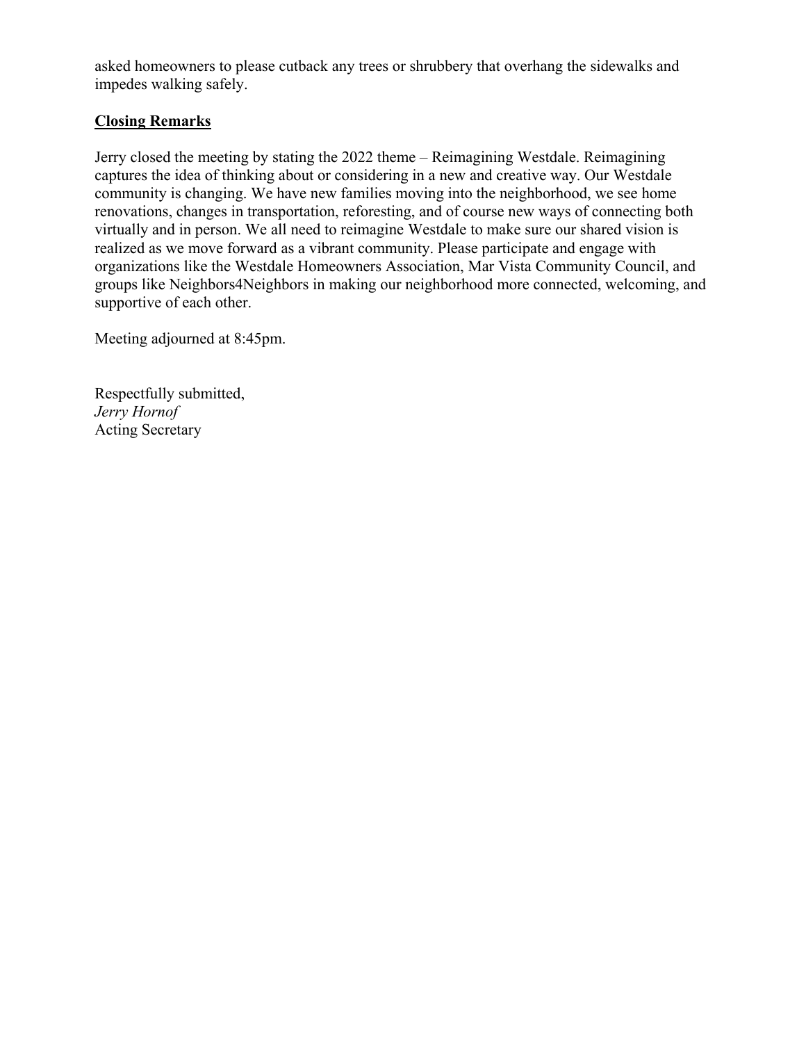asked homeowners to please cutback any trees or shrubbery that overhang the sidewalks and impedes walking safely.

## **Closing Remarks**

Jerry closed the meeting by stating the 2022 theme – Reimagining Westdale. Reimagining captures the idea of thinking about or considering in a new and creative way. Our Westdale community is changing. We have new families moving into the neighborhood, we see home renovations, changes in transportation, reforesting, and of course new ways of connecting both virtually and in person. We all need to reimagine Westdale to make sure our shared vision is realized as we move forward as a vibrant community. Please participate and engage with organizations like the Westdale Homeowners Association, Mar Vista Community Council, and groups like Neighbors4Neighbors in making our neighborhood more connected, welcoming, and supportive of each other.

Meeting adjourned at 8:45pm.

Respectfully submitted,
*Jerry Hornof*
Acting Secretary